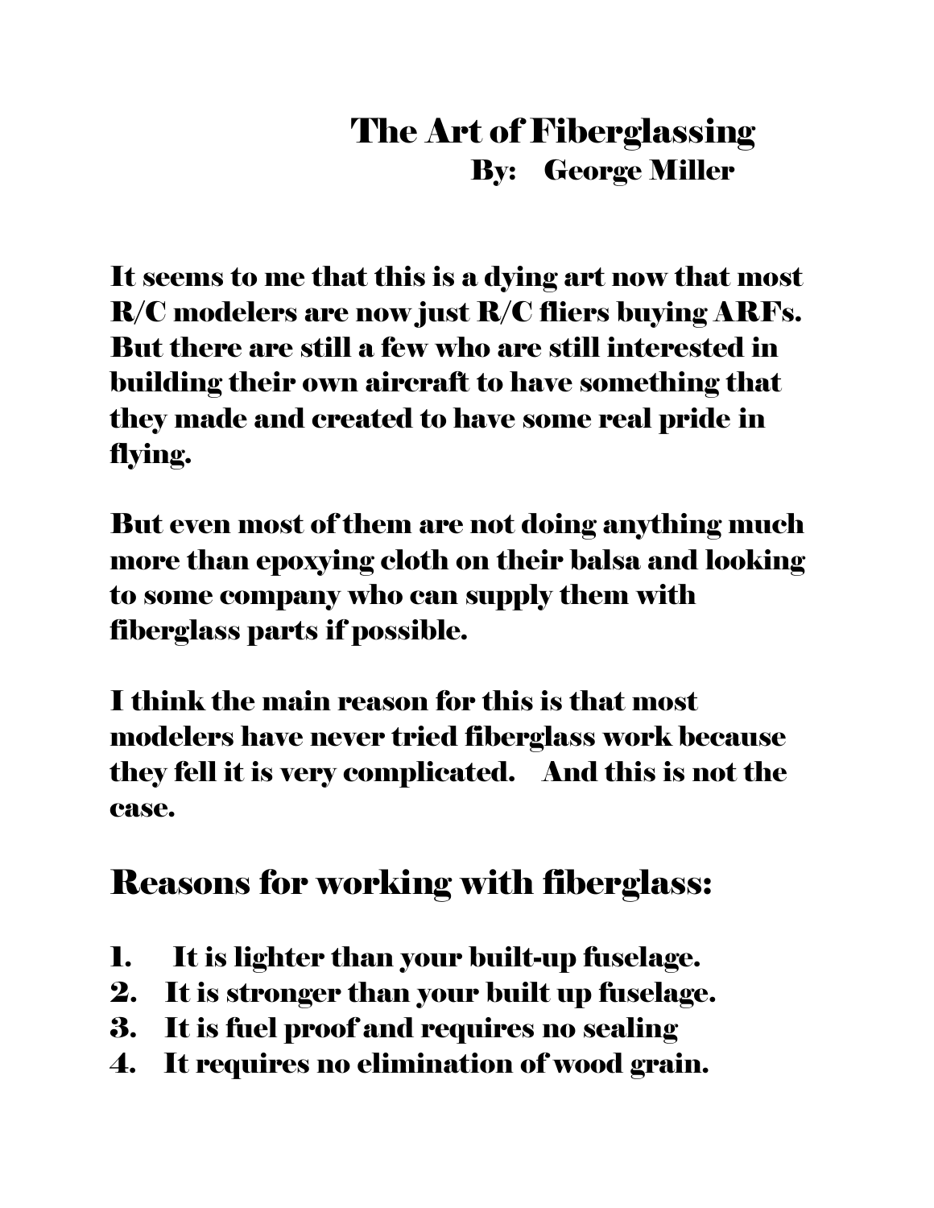# The Art of Fiberglassing

**By: George Miller**

It seems to me that this is a dying art now that most R/C modelers are now just R/C fliers buying ARFs. But there are still a few who are still interested in building their own aircraft to have something that they made and created to have some real pride in flying.

But even most of them are not doing anything much more than epoxying cloth on their balsa and looking to some company who can supply them with fiberglass parts if possible.

I think the main reason for this is that most modelers have never tried fiberglass work because they fell it is very complicated. And this is not the case.

## Reasons for working with fiberglass:

1. It is lighter than your built-up fuselage.
2. It is stronger than your built up fuselage.
3. It is fuel proof and requires no sealing
4. It requires no elimination of wood grain.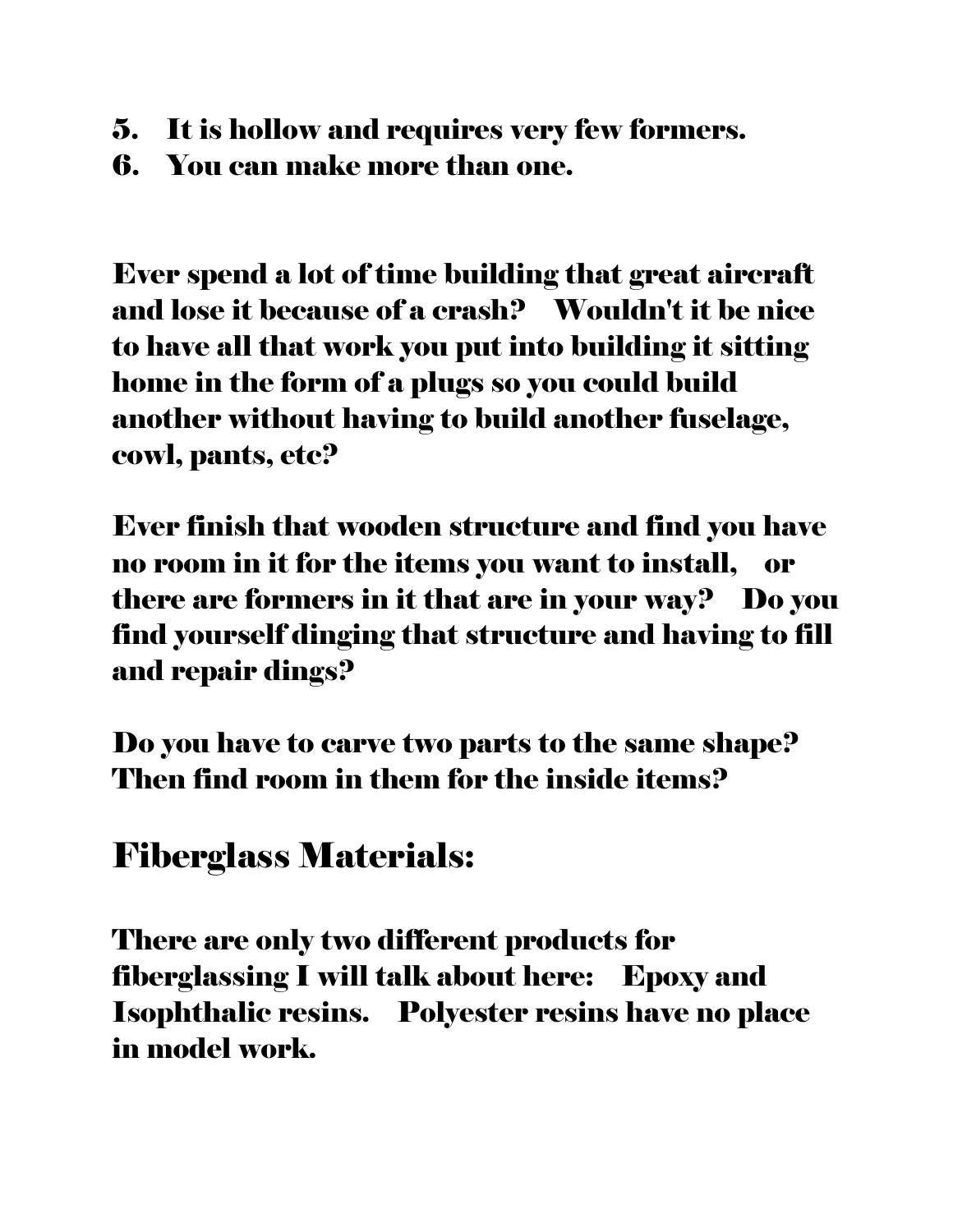5. It is hollow and requires very few formers.
6. You can make more than one.

Ever spend a lot of time building that great aircraft and lose it because of a crash? Wouldn't it be nice to have all that work you put into building it sitting home in the form of a plugs so you could build another without having to build another fuselage, cowl, pants, etc?

Ever finish that wooden structure and find you have no room in it for the items you want to install, or there are formers in it that are in your way? Do you find yourself dinging that structure and having to fill and repair dings?

Do you have to carve two parts to the same shape? Then find room in them for the inside items?

## Fiberglass Materials:

There are only two different products for fiberglassing I will talk about here: Epoxy and Isophthalic resins. Polyester resins have no place in model work.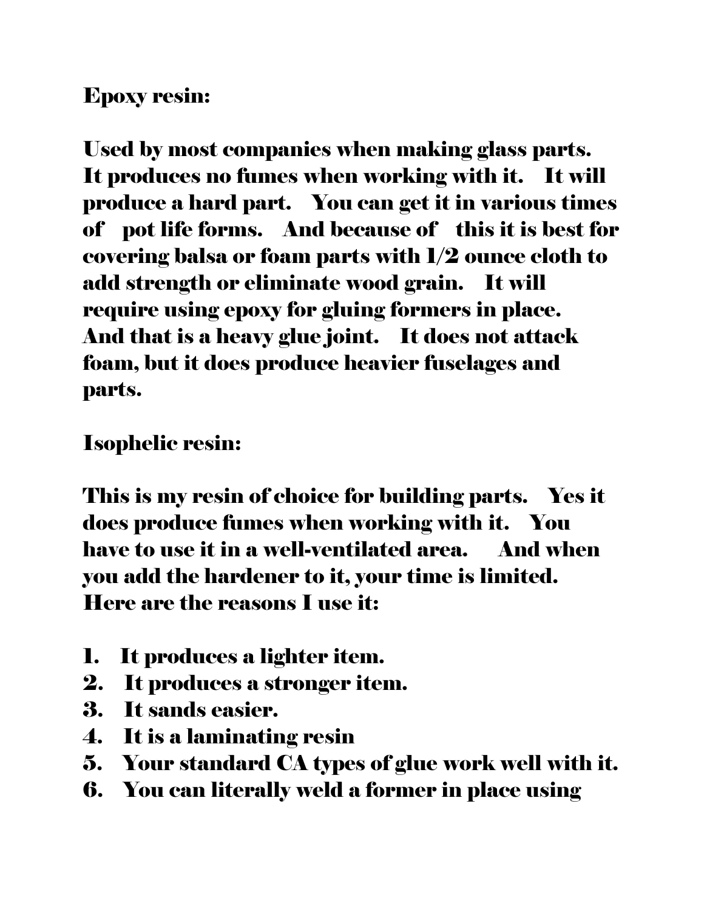Epoxy resin:

Used by most companies when making glass parts. It produces no fumes when working with it. It will produce a hard part. You can get it in various times of pot life forms. And because of this it is best for covering balsa or foam parts with 1/2 ounce cloth to add strength or eliminate wood grain. It will require using epoxy for gluing formers in place. And that is a heavy glue joint. It does not attack foam, but it does produce heavier fuselages and parts.

Isophelic resin:

This is my resin of choice for building parts. Yes it does produce fumes when working with it. You have to use it in a well-ventilated area. And when you add the hardener to it, your time is limited. Here are the reasons I use it:

1. It produces a lighter item.
2. It produces a stronger item.
3. It sands easier.
4. It is a laminating resin
5. Your standard CA types of glue work well with it.
6. You can literally weld a former in place using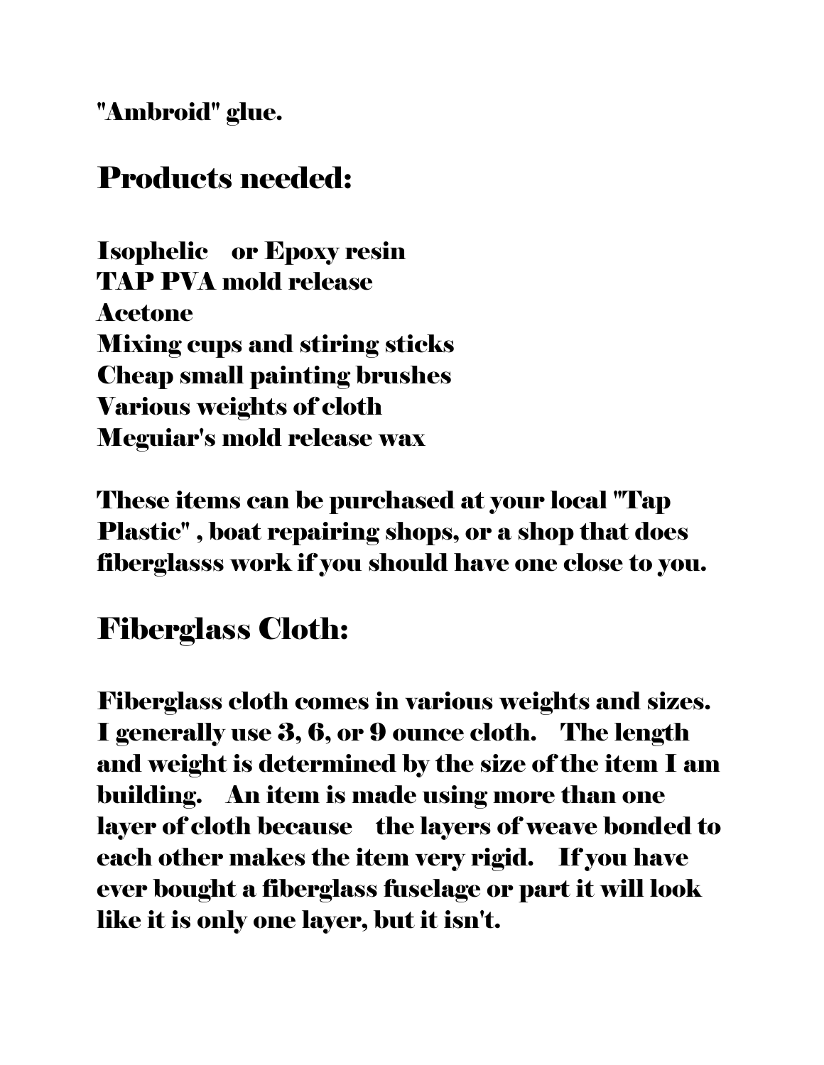"Ambroid" glue.

## Products needed:

Isophelic  or Epoxy resin
TAP PVA mold release
Acetone
Mixing cups and stiring sticks
Cheap small painting brushes
Various weights of cloth
Meguiar's mold release wax

These items can be purchased at your local "Tap Plastic" , boat repairing shops, or a shop that does fiberglasss work if you should have one close to you.

## Fiberglass Cloth:

Fiberglass cloth comes in various weights and sizes. I generally use 3, 6, or 9 ounce cloth.  The length and weight is determined by the size of the item I am building.  An item is made using more than one layer of cloth because  the layers of weave bonded to each other makes the item very rigid.  If you have ever bought a fiberglass fuselage or part it will look like it is only one layer, but it isn't.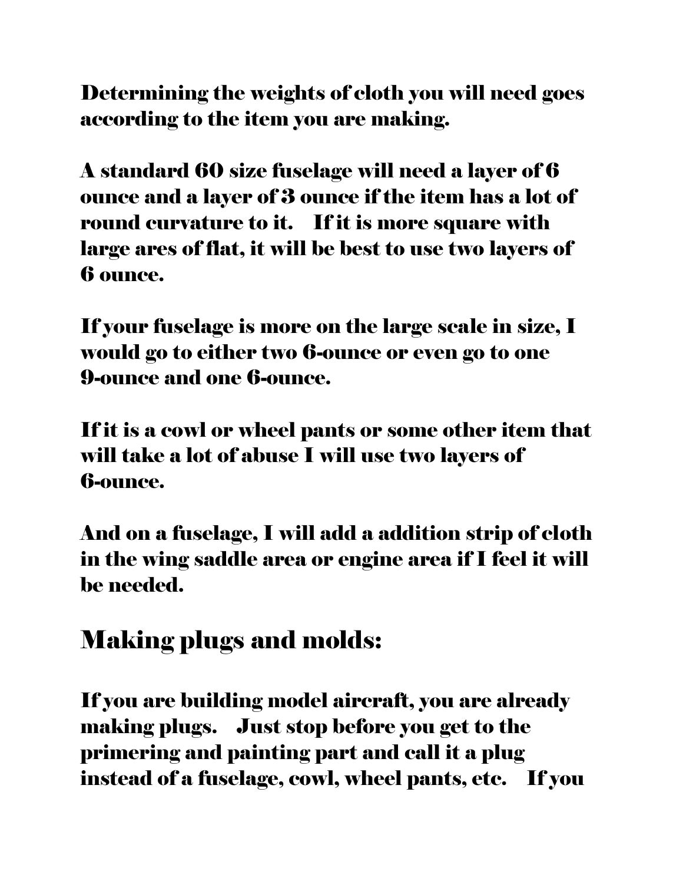Determining the weights of cloth you will need goes according to the item you are making.

A standard 60 size fuselage will need a layer of 6 ounce and a layer of 3 ounce if the item has a lot of round curvature to it.   If it is more square with large ares of flat, it will be best to use two layers of 6 ounce.

If your fuselage is more on the large scale in size, I would go to either two 6-ounce or even go to one 9-ounce and one 6-ounce.

If it is a cowl or wheel pants or some other item that will take a lot of abuse I will use two layers of 6-ounce.

And on a fuselage, I will add a addition strip of cloth in the wing saddle area or engine area if I feel it will be needed.

## Making plugs and molds:

If you are building model aircraft, you are already making plugs.   Just stop before you get to the primering and painting part and call it a plug instead of a fuselage, cowl, wheel pants, etc.   If you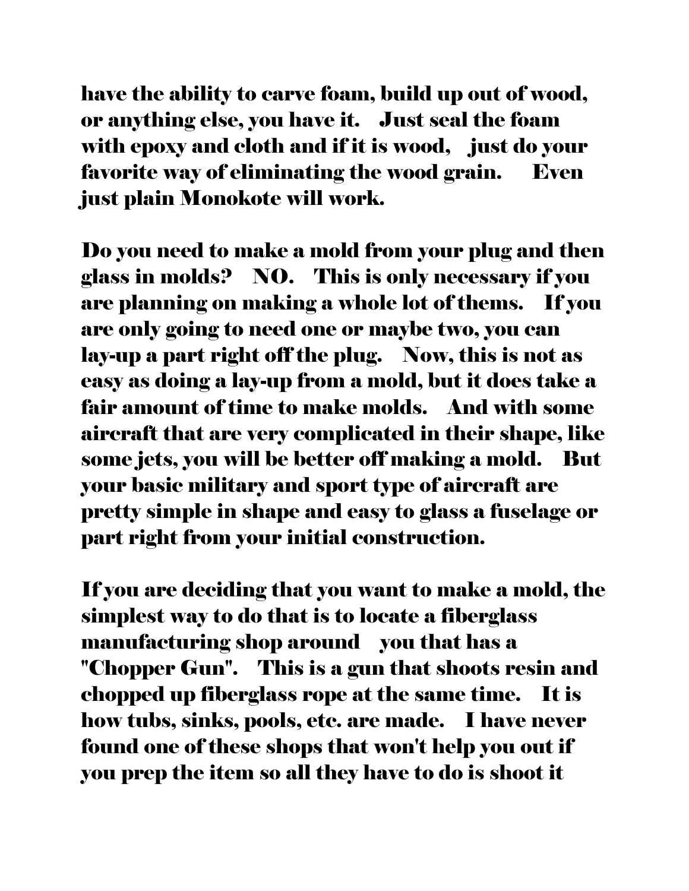have the ability to carve foam, build up out of wood, or anything else, you have it. Just seal the foam with epoxy and cloth and if it is wood, just do your favorite way of eliminating the wood grain. Even just plain Monokote will work.

Do you need to make a mold from your plug and then glass in molds? NO. This is only necessary if you are planning on making a whole lot of thems. If you are only going to need one or maybe two, you can lay-up a part right off the plug. Now, this is not as easy as doing a lay-up from a mold, but it does take a fair amount of time to make molds. And with some aircraft that are very complicated in their shape, like some jets, you will be better off making a mold. But your basic military and sport type of aircraft are pretty simple in shape and easy to glass a fuselage or part right from your initial construction.

If you are deciding that you want to make a mold, the simplest way to do that is to locate a fiberglass manufacturing shop around you that has a "Chopper Gun". This is a gun that shoots resin and chopped up fiberglass rope at the same time. It is how tubs, sinks, pools, etc. are made. I have never found one of these shops that won't help you out if you prep the item so all they have to do is shoot it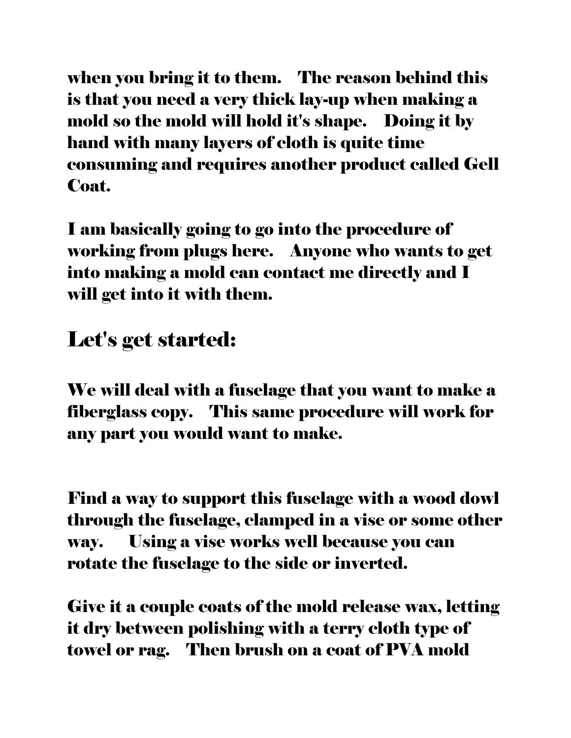**when you bring it to them. The reason behind this is that you need a very thick lay-up when making a mold so the mold will hold it's shape. Doing it by hand with many layers of cloth is quite time consuming and requires another product called Gell Coat.**

**I am basically going to go into the procedure of working from plugs here. Anyone who wants to get into making a mold can contact me directly and I will get into it with them.**

## Let's get started:

**We will deal with a fuselage that you want to make a fiberglass copy. This same procedure will work for any part you would want to make.**

**Find a way to support this fuselage with a wood dowl through the fuselage, clamped in a vise or some other way. Using a vise works well because you can rotate the fuselage to the side or inverted.**

**Give it a couple coats of the mold release wax, letting it dry between polishing with a terry cloth type of towel or rag. Then brush on a coat of PVA mold**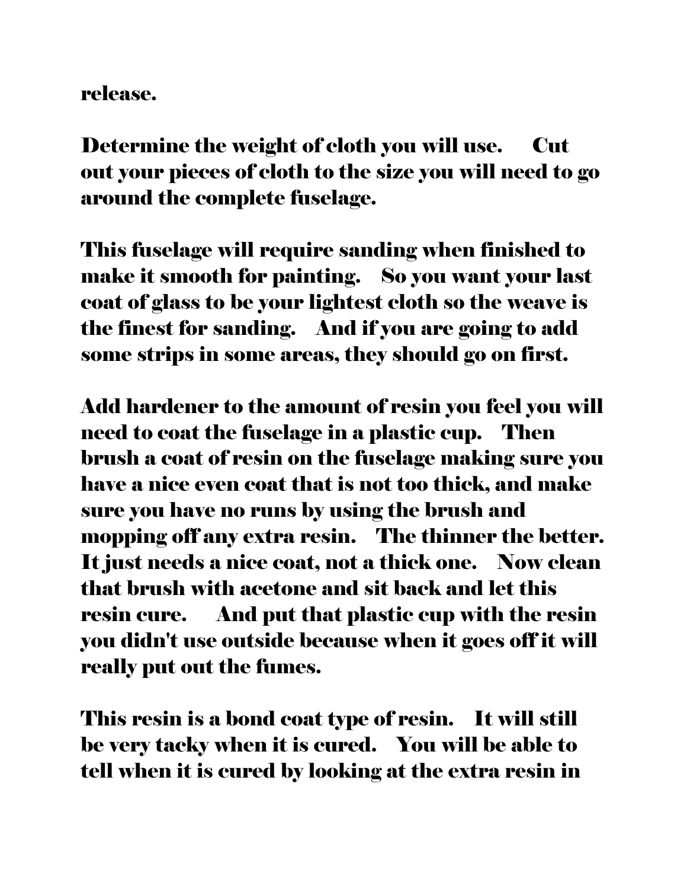release.

Determine the weight of cloth you will use. Cut out your pieces of cloth to the size you will need to go around the complete fuselage.

This fuselage will require sanding when finished to make it smooth for painting. So you want your last coat of glass to be your lightest cloth so the weave is the finest for sanding. And if you are going to add some strips in some areas, they should go on first.

Add hardener to the amount of resin you feel you will need to coat the fuselage in a plastic cup. Then brush a coat of resin on the fuselage making sure you have a nice even coat that is not too thick, and make sure you have no runs by using the brush and mopping off any extra resin. The thinner the better. It just needs a nice coat, not a thick one. Now clean that brush with acetone and sit back and let this resin cure. And put that plastic cup with the resin you didn't use outside because when it goes off it will really put out the fumes.

This resin is a bond coat type of resin. It will still be very tacky when it is cured. You will be able to tell when it is cured by looking at the extra resin in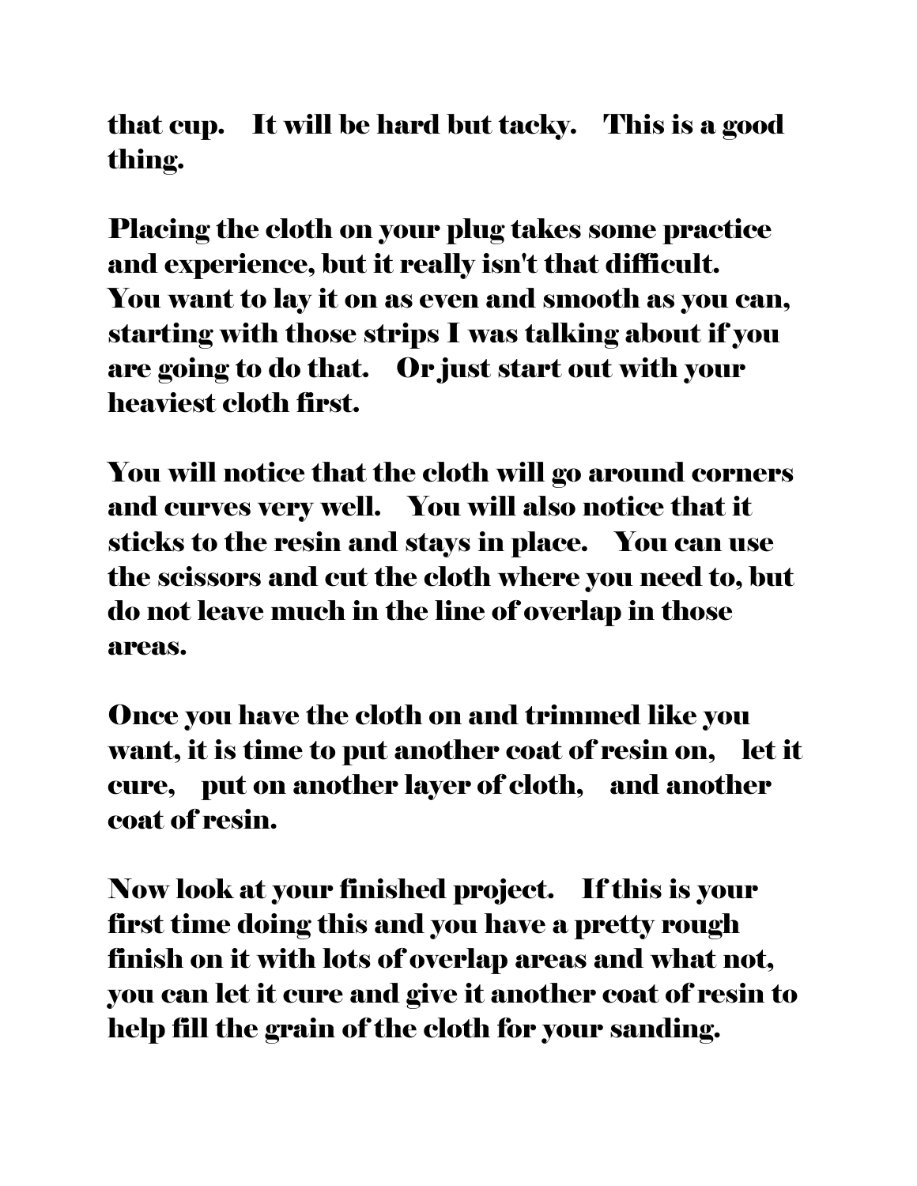that cup. It will be hard but tacky. This is a good thing.

Placing the cloth on your plug takes some practice and experience, but it really isn't that difficult. You want to lay it on as even and smooth as you can, starting with those strips I was talking about if you are going to do that. Or just start out with your heaviest cloth first.

You will notice that the cloth will go around corners and curves very well. You will also notice that it sticks to the resin and stays in place. You can use the scissors and cut the cloth where you need to, but do not leave much in the line of overlap in those areas.

Once you have the cloth on and trimmed like you want, it is time to put another coat of resin on, let it cure, put on another layer of cloth, and another coat of resin.

Now look at your finished project. If this is your first time doing this and you have a pretty rough finish on it with lots of overlap areas and what not, you can let it cure and give it another coat of resin to help fill the grain of the cloth for your sanding.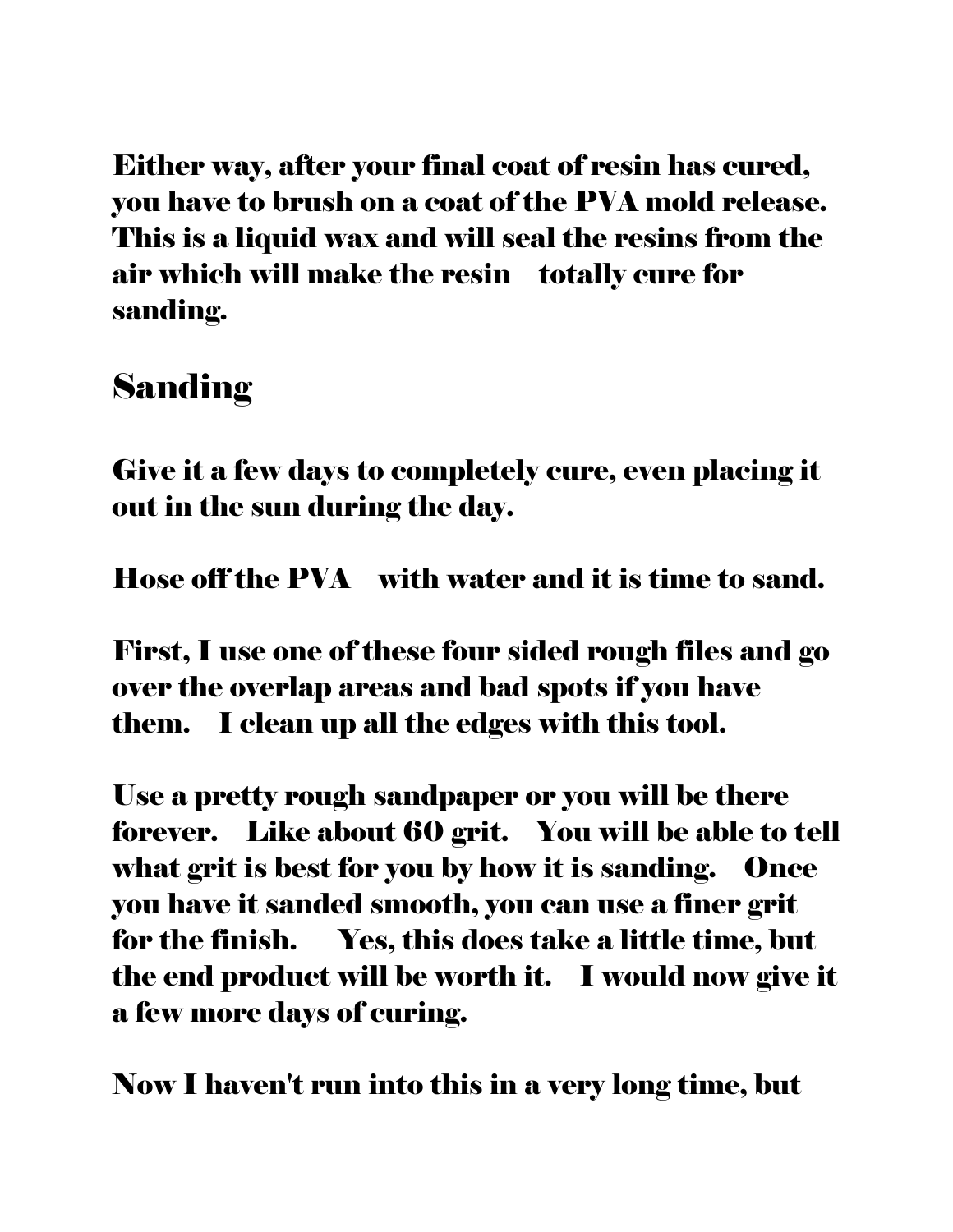**Either way, after your final coat of resin has cured, you have to brush on a coat of the PVA mold release. This is a liquid wax and will seal the resins from the air which will make the resin totally cure for sanding.**

## Sanding

**Give it a few days to completely cure, even placing it out in the sun during the day.**

**Hose off the PVA with water and it is time to sand.**

**First, I use one of these four sided rough files and go over the overlap areas and bad spots if you have them. I clean up all the edges with this tool.**

**Use a pretty rough sandpaper or you will be there forever. Like about 60 grit. You will be able to tell what grit is best for you by how it is sanding. Once you have it sanded smooth, you can use a finer grit for the finish. Yes, this does take a little time, but the end product will be worth it. I would now give it a few more days of curing.**

**Now I haven't run into this in a very long time, but**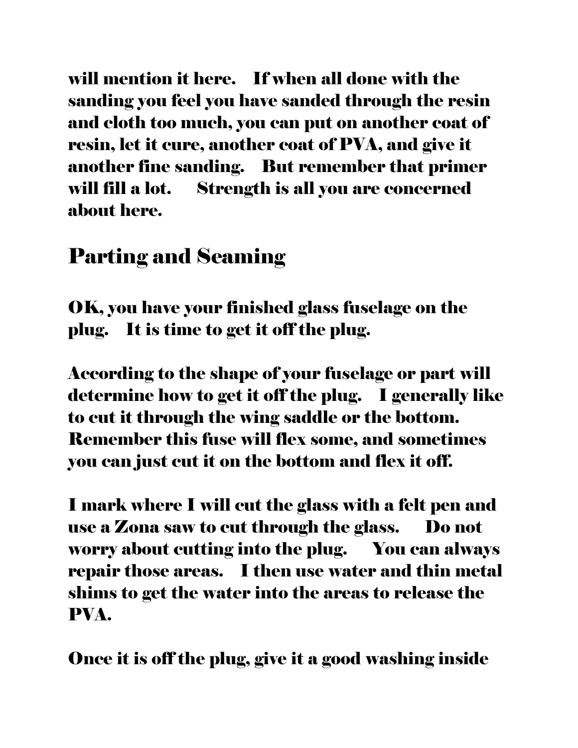will mention it here. If when all done with the sanding you feel you have sanded through the resin and cloth too much, you can put on another coat of resin, let it cure, another coat of PVA, and give it another fine sanding. But remember that primer will fill a lot. Strength is all you are concerned about here.

## Parting and Seaming

OK, you have your finished glass fuselage on the plug. It is time to get it off the plug.

According to the shape of your fuselage or part will determine how to get it off the plug. I generally like to cut it through the wing saddle or the bottom. Remember this fuse will flex some, and sometimes you can just cut it on the bottom and flex it off.

I mark where I will cut the glass with a felt pen and use a Zona saw to cut through the glass. Do not worry about cutting into the plug. You can always repair those areas. I then use water and thin metal shims to get the water into the areas to release the PVA.

Once it is off the plug, give it a good washing inside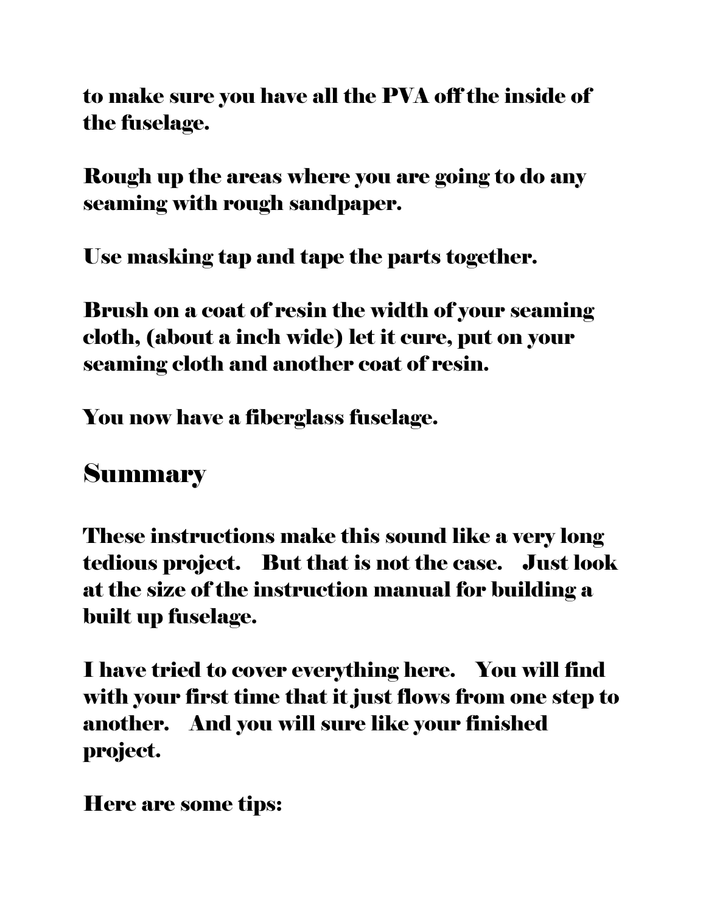to make sure you have all the PVA off the inside of the fuselage.

Rough up the areas where you are going to do any seaming with rough sandpaper.

Use masking tap and tape the parts together.

Brush on a coat of resin the width of your seaming cloth, (about a inch wide) let it cure, put on your seaming cloth and another coat of resin.

You now have a fiberglass fuselage.

## Summary

These instructions make this sound like a very long tedious project.    But that is not the case.    Just look at the size of the instruction manual for building a built up fuselage.

I have tried to cover everything here.    You will find with your first time that it just flows from one step to another.    And you will sure like your finished project.

Here are some tips: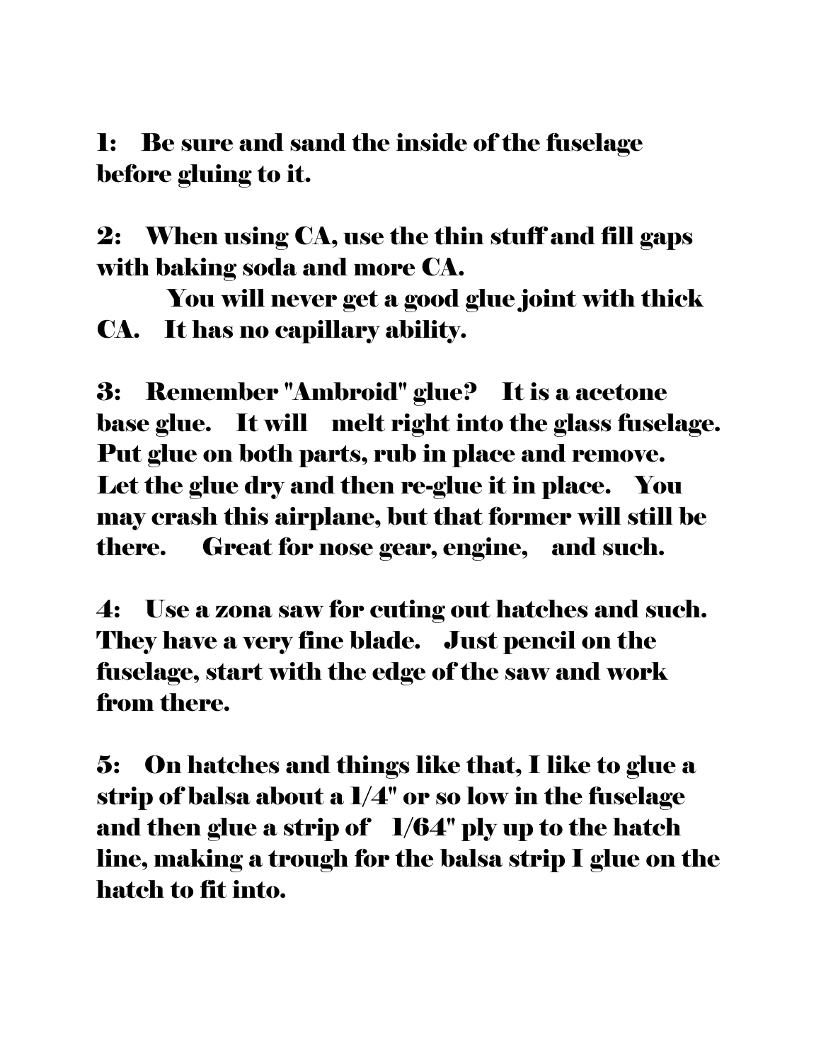**1: Be sure and sand the inside of the fuselage before gluing to it.**

**2: When using CA, use the thin stuff and fill gaps with baking soda and more CA.**
**You will never get a good glue joint with thick CA. It has no capillary ability.**

**3: Remember "Ambroid" glue? It is a acetone base glue. It will melt right into the glass fuselage. Put glue on both parts, rub in place and remove. Let the glue dry and then re-glue it in place. You may crash this airplane, but that former will still be there. Great for nose gear, engine, and such.**

**4: Use a zona saw for cuting out hatches and such. They have a very fine blade. Just pencil on the fuselage, start with the edge of the saw and work from there.**

**5: On hatches and things like that, I like to glue a strip of balsa about a 1/4" or so low in the fuselage and then glue a strip of 1/64" ply up to the hatch line, making a trough for the balsa strip I glue on the hatch to fit into.**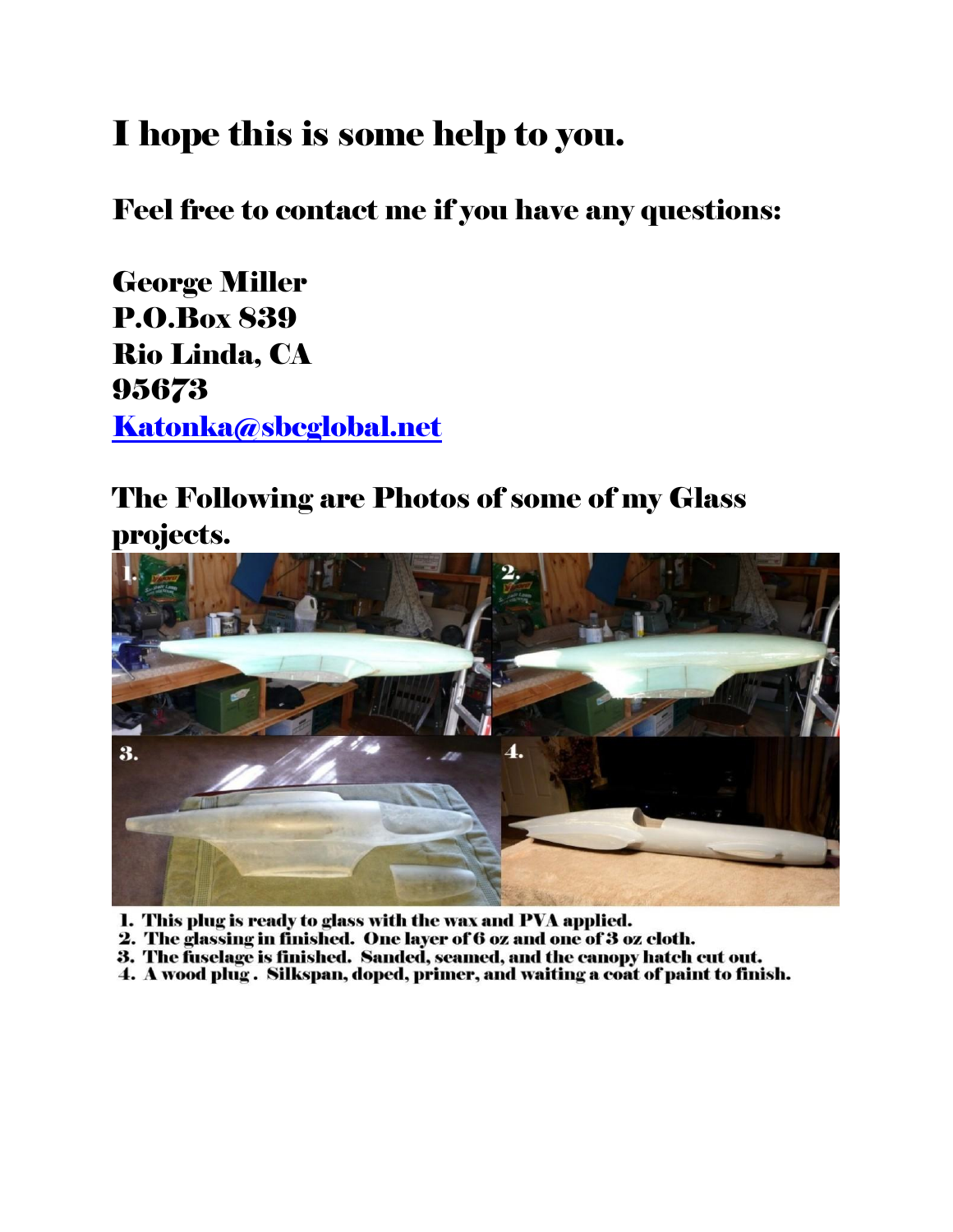# I hope this is some help to you.

## Feel free to contact me if you have any questions:

## George Miller
## P.O.Box 839
## Rio Linda, CA
## 95673
## Katonka@sbcglobal.net

## The Following are Photos of some of my Glass projects.

1. This plug is ready to glass with the wax and PVA applied.
2. The glassing in finished. One layer of 6 oz and one of 3 oz cloth.
3. The fuselage is finished. Sanded, seamed, and the canopy hatch cut out.
4. A wood plug . Silkspan, doped, primer, and waiting a coat of paint to finish.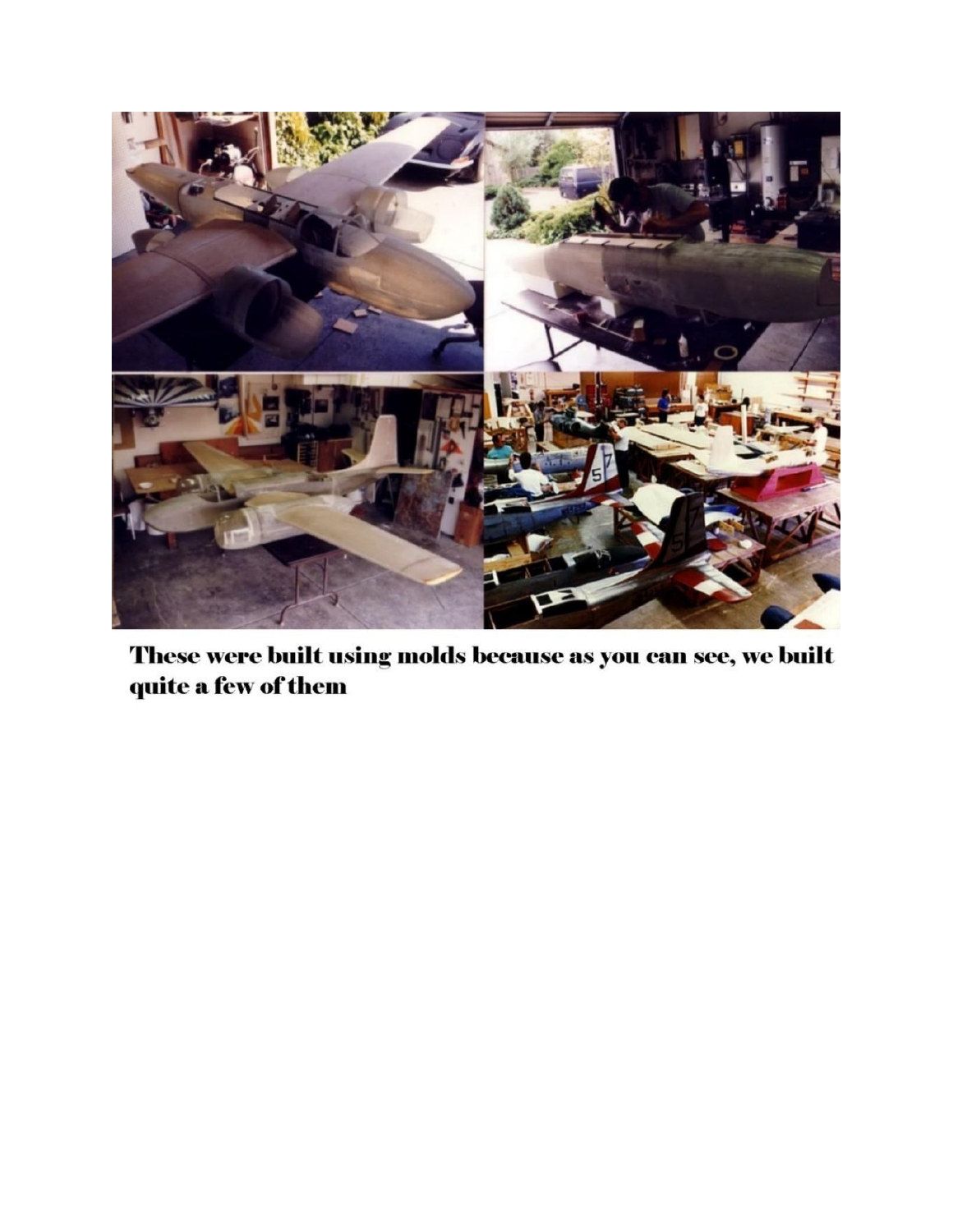**These were built using molds because as you can see, we built quite a few of them**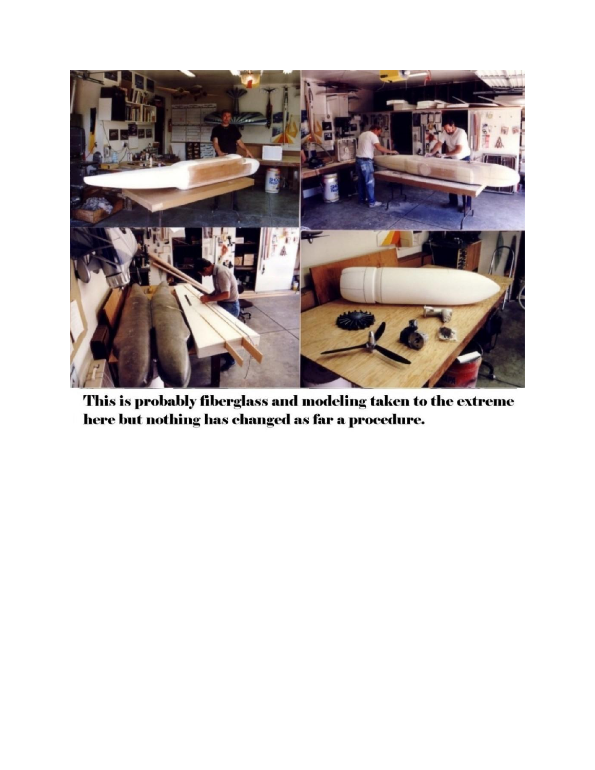**This is probably fiberglass and modeling taken to the extreme here but nothing has changed as far a procedure.**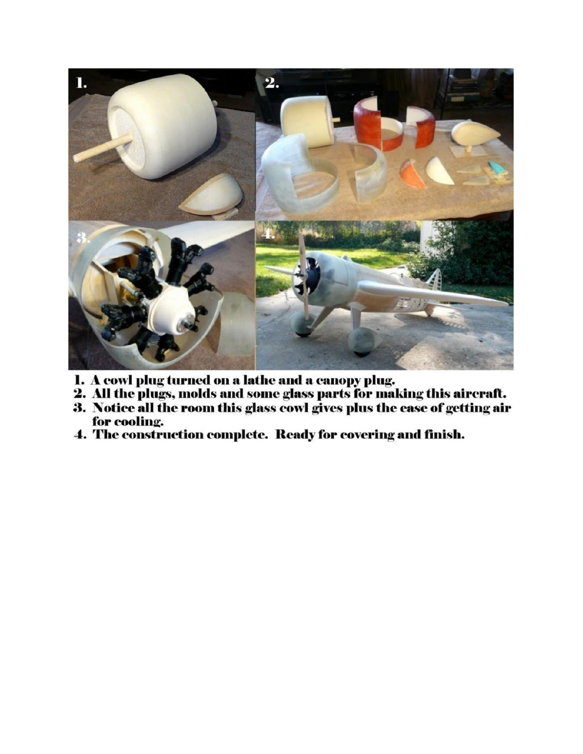1. A cowl plug turned on a lathe and a canopy plug.
2. All the plugs, molds and some glass parts for making this aircraft.
3. Notice all the room this glass cowl gives plus the ease of getting air for cooling.
4. The construction complete. Ready for covering and finish.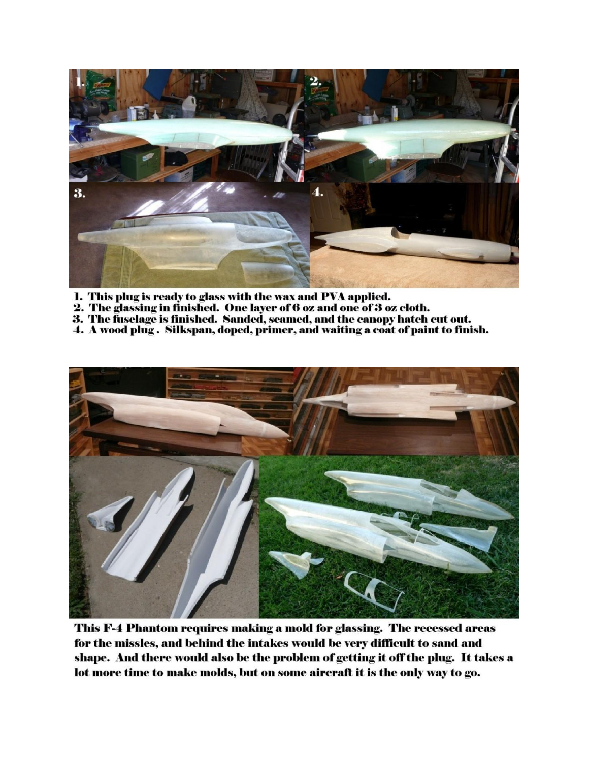1. This plug is ready to glass with the wax and PVA applied.
2. The glassing in finished. One layer of 6 oz and one of 3 oz cloth.
3. The fuselage is finished. Sanded, seamed, and the canopy hatch cut out.
4. A wood plug . Silkspan, doped, primer, and waiting a coat of paint to finish.

This F-4 Phantom requires making a mold for glassing. The recessed areas for the missles, and behind the intakes would be very difficult to sand and shape. And there would also be the problem of getting it off the plug. It takes a lot more time to make molds, but on some aircraft it is the only way to go.